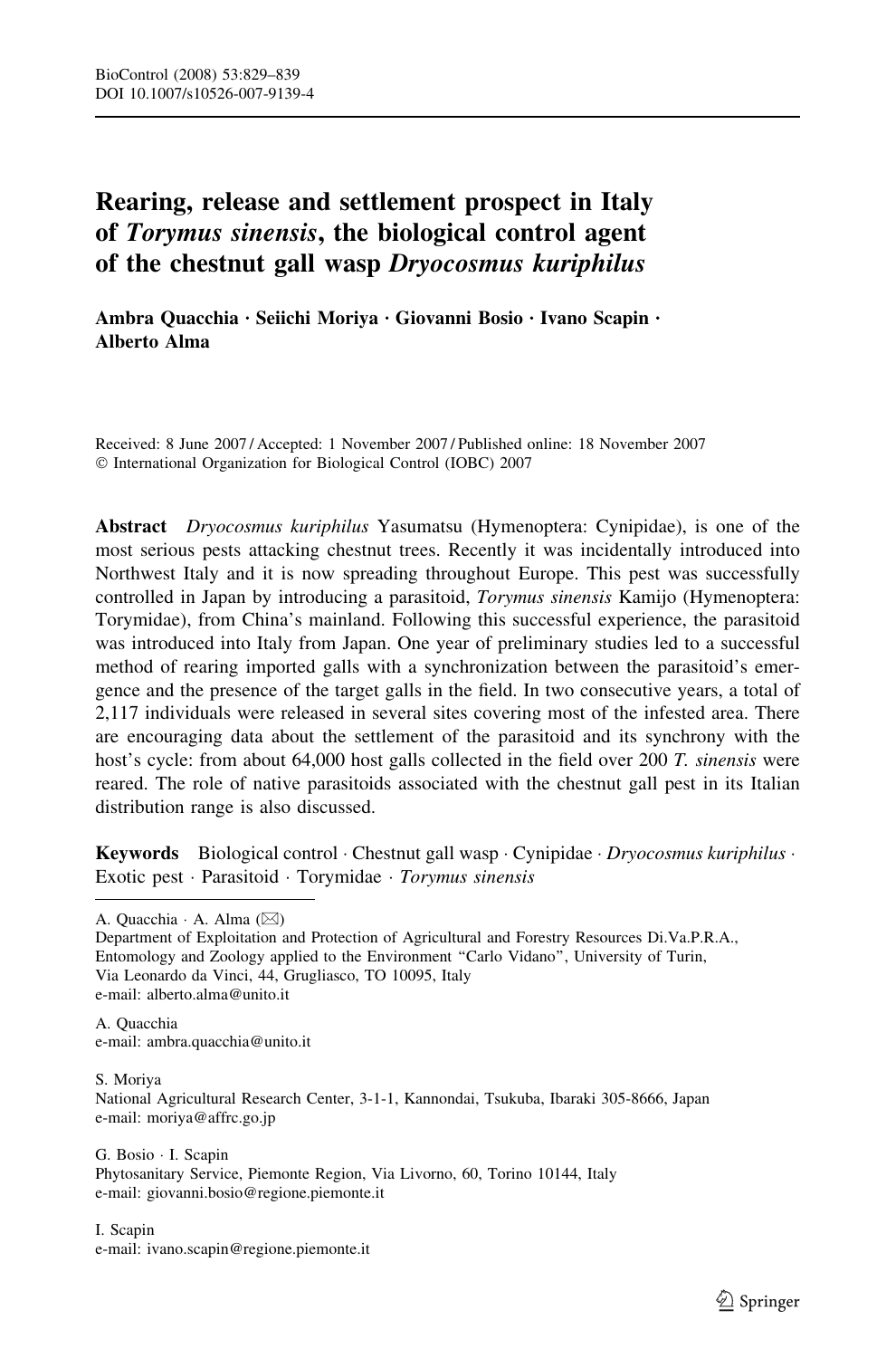# Rearing, release and settlement prospect in Italy of *Torymus sinensis*, the biological control agent of the chestnut gall wasp *Dryocosmus kuriphilus*

**Ambra Quacchia · Seiichi Moriya · Giovanni Bosio · Ivano Scapin · Alberto Alma**

Received: 8 June 2007 / Accepted: 1 November 2007 / Published online: 18 November 2007
© International Organization for Biological Control (IOBC) 2007

**Abstract** *Dryocosmus kuriphilus* Yasumatsu (Hymenoptera: Cynipidae), is one of the most serious pests attacking chestnut trees. Recently it was incidentally introduced into Northwest Italy and it is now spreading throughout Europe. This pest was successfully controlled in Japan by introducing a parasitoid, *Torymus sinensis* Kamijo (Hymenoptera: Torymidae), from China's mainland. Following this successful experience, the parasitoid was introduced into Italy from Japan. One year of preliminary studies led to a successful method of rearing imported galls with a synchronization between the parasitoid's emergence and the presence of the target galls in the field. In two consecutive years, a total of 2,117 individuals were released in several sites covering most of the infested area. There are encouraging data about the settlement of the parasitoid and its synchrony with the host's cycle: from about 64,000 host galls collected in the field over 200 *T. sinensis* were reared. The role of native parasitoids associated with the chestnut gall pest in its Italian distribution range is also discussed.

**Keywords** Biological control · Chestnut gall wasp · Cynipidae · *Dryocosmus kuriphilus* · Exotic pest · Parasitoid · Torymidae · *Torymus sinensis*

---

A. Quacchia · A. Alma (✉)
Department of Exploitation and Protection of Agricultural and Forestry Resources Di.Va.P.R.A., Entomology and Zoology applied to the Environment "Carlo Vidano", University of Turin, Via Leonardo da Vinci, 44, Grugliasco, TO 10095, Italy
e-mail: alberto.alma@unito.it

A. Quacchia
e-mail: ambra.quacchia@unito.it

S. Moriya
National Agricultural Research Center, 3-1-1, Kannondai, Tsukuba, Ibaraki 305-8666, Japan
e-mail: moriya@affrc.go.jp

G. Bosio · I. Scapin
Phytosanitary Service, Piemonte Region, Via Livorno, 60, Torino 10144, Italy
e-mail: giovanni.bosio@regione.piemonte.it

I. Scapin
e-mail: ivano.scapin@regione.piemonte.it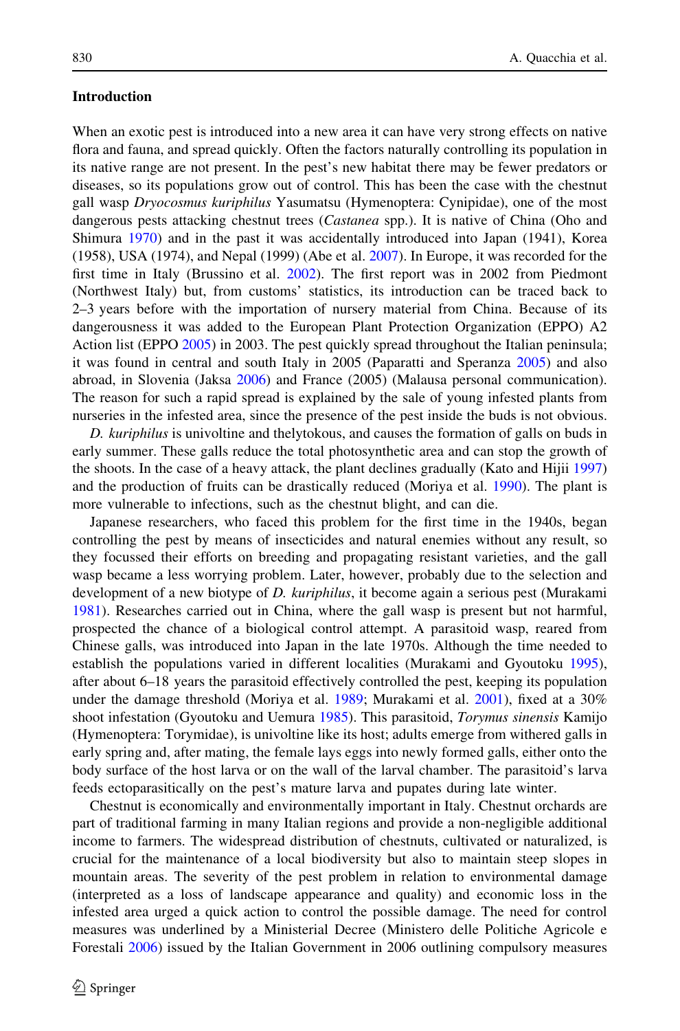## Introduction

When an exotic pest is introduced into a new area it can have very strong effects on native flora and fauna, and spread quickly. Often the factors naturally controlling its population in its native range are not present. In the pest's new habitat there may be fewer predators or diseases, so its populations grow out of control. This has been the case with the chestnut gall wasp *Dryocosmus kuriphilus* Yasumatsu (Hymenoptera: Cynipidae), one of the most dangerous pests attacking chestnut trees (*Castanea* spp.). It is native of China (Oho and Shimura 1970) and in the past it was accidentally introduced into Japan (1941), Korea (1958), USA (1974), and Nepal (1999) (Abe et al. 2007). In Europe, it was recorded for the first time in Italy (Brussino et al. 2002). The first report was in 2002 from Piedmont (Northwest Italy) but, from customs' statistics, its introduction can be traced back to 2–3 years before with the importation of nursery material from China. Because of its dangerousness it was added to the European Plant Protection Organization (EPPO) A2 Action list (EPPO 2005) in 2003. The pest quickly spread throughout the Italian peninsula; it was found in central and south Italy in 2005 (Paparatti and Speranza 2005) and also abroad, in Slovenia (Jaksa 2006) and France (2005) (Malausa personal communication). The reason for such a rapid spread is explained by the sale of young infested plants from nurseries in the infested area, since the presence of the pest inside the buds is not obvious.

*D. kuriphilus* is univoltine and thelytokous, and causes the formation of galls on buds in early summer. These galls reduce the total photosynthetic area and can stop the growth of the shoots. In the case of a heavy attack, the plant declines gradually (Kato and Hijii 1997) and the production of fruits can be drastically reduced (Moriya et al. 1990). The plant is more vulnerable to infections, such as the chestnut blight, and can die.

Japanese researchers, who faced this problem for the first time in the 1940s, began controlling the pest by means of insecticides and natural enemies without any result, so they focussed their efforts on breeding and propagating resistant varieties, and the gall wasp became a less worrying problem. Later, however, probably due to the selection and development of a new biotype of *D. kuriphilus*, it become again a serious pest (Murakami 1981). Researches carried out in China, where the gall wasp is present but not harmful, prospected the chance of a biological control attempt. A parasitoid wasp, reared from Chinese galls, was introduced into Japan in the late 1970s. Although the time needed to establish the populations varied in different localities (Murakami and Gyoutoku 1995), after about 6–18 years the parasitoid effectively controlled the pest, keeping its population under the damage threshold (Moriya et al. 1989; Murakami et al. 2001), fixed at a 30% shoot infestation (Gyoutoku and Uemura 1985). This parasitoid, *Torymus sinensis* Kamijo (Hymenoptera: Torymidae), is univoltine like its host; adults emerge from withered galls in early spring and, after mating, the female lays eggs into newly formed galls, either onto the body surface of the host larva or on the wall of the larval chamber. The parasitoid's larva feeds ectoparasitically on the pest's mature larva and pupates during late winter.

Chestnut is economically and environmentally important in Italy. Chestnut orchards are part of traditional farming in many Italian regions and provide a non-negligible additional income to farmers. The widespread distribution of chestnuts, cultivated or naturalized, is crucial for the maintenance of a local biodiversity but also to maintain steep slopes in mountain areas. The severity of the pest problem in relation to environmental damage (interpreted as a loss of landscape appearance and quality) and economic loss in the infested area urged a quick action to control the possible damage. The need for control measures was underlined by a Ministerial Decree (Ministero delle Politiche Agricole e Forestali 2006) issued by the Italian Government in 2006 outlining compulsory measures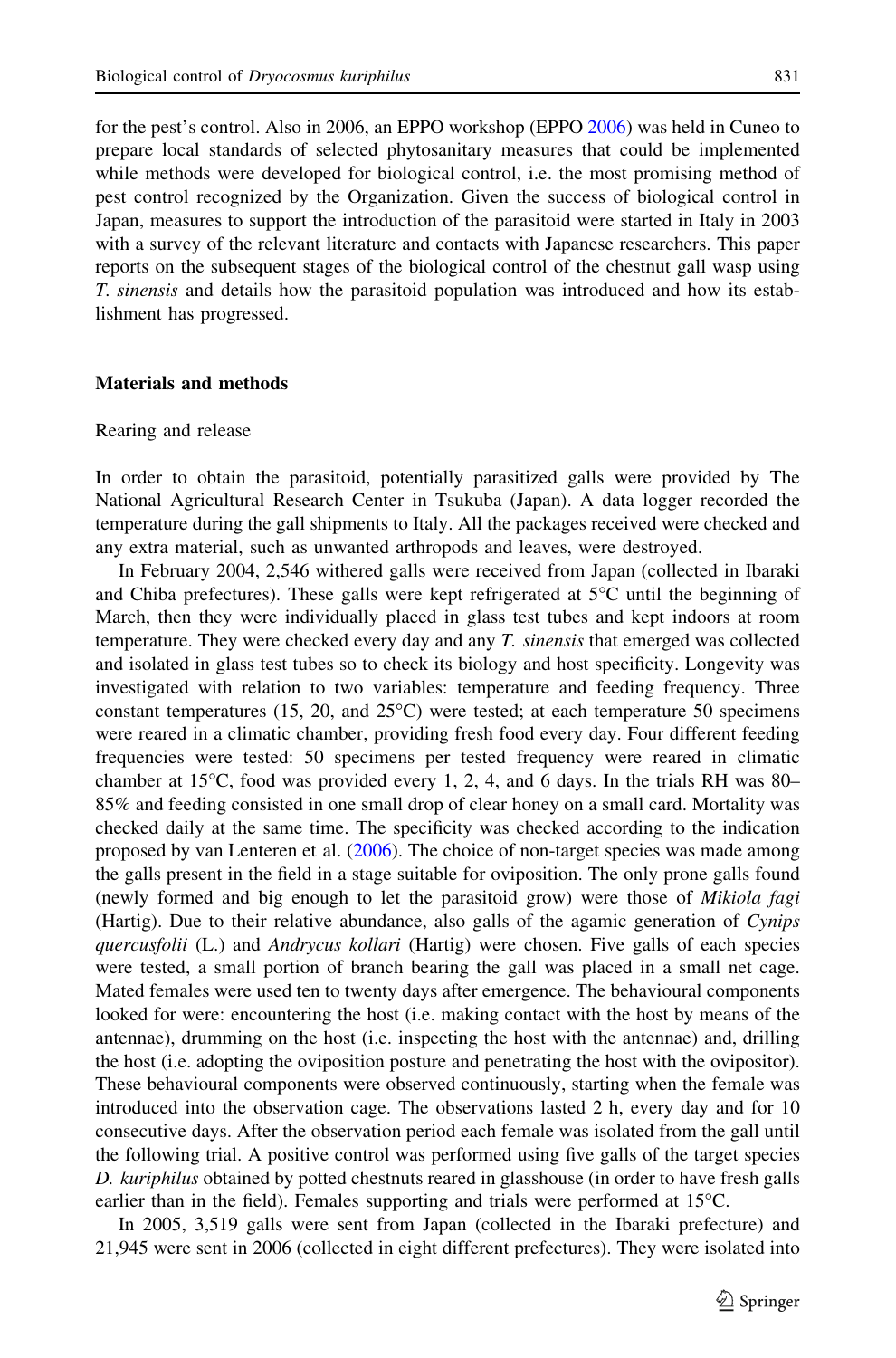for the pest's control. Also in 2006, an EPPO workshop (EPPO 2006) was held in Cuneo to prepare local standards of selected phytosanitary measures that could be implemented while methods were developed for biological control, i.e. the most promising method of pest control recognized by the Organization. Given the success of biological control in Japan, measures to support the introduction of the parasitoid were started in Italy in 2003 with a survey of the relevant literature and contacts with Japanese researchers. This paper reports on the subsequent stages of the biological control of the chestnut gall wasp using *T. sinensis* and details how the parasitoid population was introduced and how its establishment has progressed.

## Materials and methods

### Rearing and release

In order to obtain the parasitoid, potentially parasitized galls were provided by The National Agricultural Research Center in Tsukuba (Japan). A data logger recorded the temperature during the gall shipments to Italy. All the packages received were checked and any extra material, such as unwanted arthropods and leaves, were destroyed.

In February 2004, 2,546 withered galls were received from Japan (collected in Ibaraki and Chiba prefectures). These galls were kept refrigerated at 5°C until the beginning of March, then they were individually placed in glass test tubes and kept indoors at room temperature. They were checked every day and any *T. sinensis* that emerged was collected and isolated in glass test tubes so to check its biology and host specificity. Longevity was investigated with relation to two variables: temperature and feeding frequency. Three constant temperatures (15, 20, and 25°C) were tested; at each temperature 50 specimens were reared in a climatic chamber, providing fresh food every day. Four different feeding frequencies were tested: 50 specimens per tested frequency were reared in climatic chamber at 15°C, food was provided every 1, 2, 4, and 6 days. In the trials RH was 80–85% and feeding consisted in one small drop of clear honey on a small card. Mortality was checked daily at the same time. The specificity was checked according to the indication proposed by van Lenteren et al. (2006). The choice of non-target species was made among the galls present in the field in a stage suitable for oviposition. The only prone galls found (newly formed and big enough to let the parasitoid grow) were those of *Mikiola fagi* (Hartig). Due to their relative abundance, also galls of the agamic generation of *Cynips quercusfolii* (L.) and *Andrycus kollari* (Hartig) were chosen. Five galls of each species were tested, a small portion of branch bearing the gall was placed in a small net cage. Mated females were used ten to twenty days after emergence. The behavioural components looked for were: encountering the host (i.e. making contact with the host by means of the antennae), drumming on the host (i.e. inspecting the host with the antennae) and, drilling the host (i.e. adopting the oviposition posture and penetrating the host with the ovipositor). These behavioural components were observed continuously, starting when the female was introduced into the observation cage. The observations lasted 2 h, every day and for 10 consecutive days. After the observation period each female was isolated from the gall until the following trial. A positive control was performed using five galls of the target species *D. kuriphilus* obtained by potted chestnuts reared in glasshouse (in order to have fresh galls earlier than in the field). Females supporting and trials were performed at 15°C.

In 2005, 3,519 galls were sent from Japan (collected in the Ibaraki prefecture) and 21,945 were sent in 2006 (collected in eight different prefectures). They were isolated into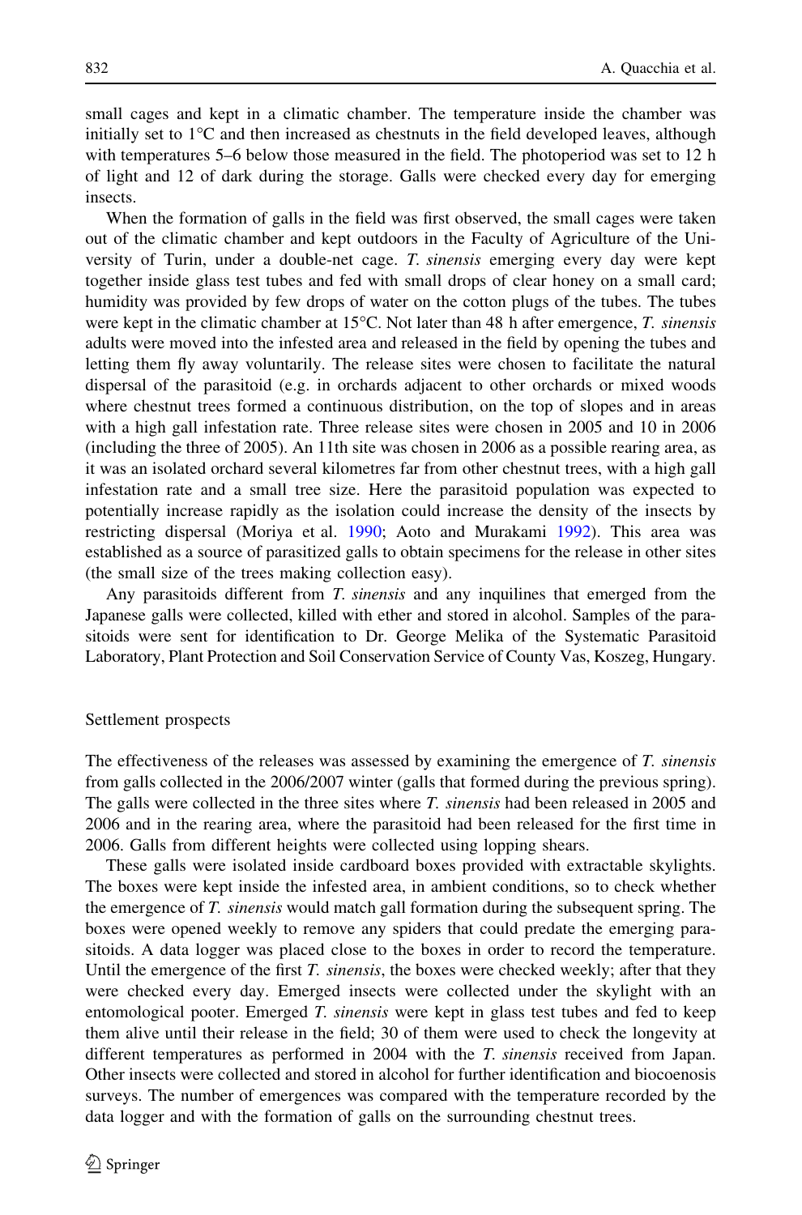small cages and kept in a climatic chamber. The temperature inside the chamber was initially set to 1°C and then increased as chestnuts in the field developed leaves, although with temperatures 5–6 below those measured in the field. The photoperiod was set to 12 h of light and 12 of dark during the storage. Galls were checked every day for emerging insects.

When the formation of galls in the field was first observed, the small cages were taken out of the climatic chamber and kept outdoors in the Faculty of Agriculture of the University of Turin, under a double-net cage. *T. sinensis* emerging every day were kept together inside glass test tubes and fed with small drops of clear honey on a small card; humidity was provided by few drops of water on the cotton plugs of the tubes. The tubes were kept in the climatic chamber at 15°C. Not later than 48 h after emergence, *T. sinensis* adults were moved into the infested area and released in the field by opening the tubes and letting them fly away voluntarily. The release sites were chosen to facilitate the natural dispersal of the parasitoid (e.g. in orchards adjacent to other orchards or mixed woods where chestnut trees formed a continuous distribution, on the top of slopes and in areas with a high gall infestation rate. Three release sites were chosen in 2005 and 10 in 2006 (including the three of 2005). An 11th site was chosen in 2006 as a possible rearing area, as it was an isolated orchard several kilometres far from other chestnut trees, with a high gall infestation rate and a small tree size. Here the parasitoid population was expected to potentially increase rapidly as the isolation could increase the density of the insects by restricting dispersal (Moriya et al. 1990; Aoto and Murakami 1992). This area was established as a source of parasitized galls to obtain specimens for the release in other sites (the small size of the trees making collection easy).

Any parasitoids different from *T. sinensis* and any inquilines that emerged from the Japanese galls were collected, killed with ether and stored in alcohol. Samples of the parasitoids were sent for identification to Dr. George Melika of the Systematic Parasitoid Laboratory, Plant Protection and Soil Conservation Service of County Vas, Koszeg, Hungary.

## Settlement prospects

The effectiveness of the releases was assessed by examining the emergence of *T. sinensis* from galls collected in the 2006/2007 winter (galls that formed during the previous spring). The galls were collected in the three sites where *T. sinensis* had been released in 2005 and 2006 and in the rearing area, where the parasitoid had been released for the first time in 2006. Galls from different heights were collected using lopping shears.

These galls were isolated inside cardboard boxes provided with extractable skylights. The boxes were kept inside the infested area, in ambient conditions, so to check whether the emergence of *T. sinensis* would match gall formation during the subsequent spring. The boxes were opened weekly to remove any spiders that could predate the emerging parasitoids. A data logger was placed close to the boxes in order to record the temperature. Until the emergence of the first *T. sinensis*, the boxes were checked weekly; after that they were checked every day. Emerged insects were collected under the skylight with an entomological pooter. Emerged *T. sinensis* were kept in glass test tubes and fed to keep them alive until their release in the field; 30 of them were used to check the longevity at different temperatures as performed in 2004 with the *T. sinensis* received from Japan. Other insects were collected and stored in alcohol for further identification and biocoenosis surveys. The number of emergences was compared with the temperature recorded by the data logger and with the formation of galls on the surrounding chestnut trees.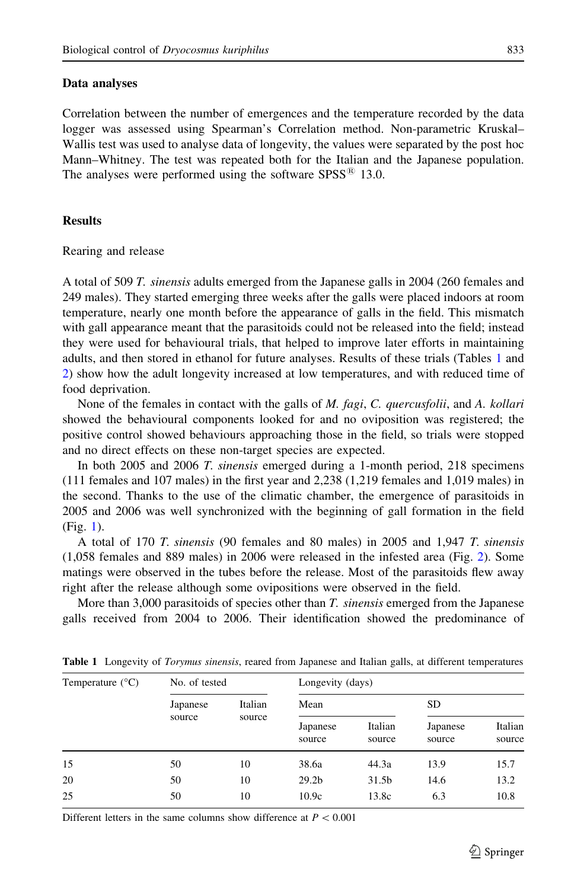### Data analyses

Correlation between the number of emergences and the temperature recorded by the data logger was assessed using Spearman's Correlation method. Non-parametric Kruskal–Wallis test was used to analyse data of longevity, the values were separated by the post hoc Mann–Whitney. The test was repeated both for the Italian and the Japanese population. The analyses were performed using the software SPSS® 13.0.

## Results

### Rearing and release

A total of 509 *T. sinensis* adults emerged from the Japanese galls in 2004 (260 females and 249 males). They started emerging three weeks after the galls were placed indoors at room temperature, nearly one month before the appearance of galls in the field. This mismatch with gall appearance meant that the parasitoids could not be released into the field; instead they were used for behavioural trials, that helped to improve later efforts in maintaining adults, and then stored in ethanol for future analyses. Results of these trials (Tables 1 and 2) show how the adult longevity increased at low temperatures, and with reduced time of food deprivation.

None of the females in contact with the galls of *M. fagi*, *C. quercusfolii*, and *A. kollari* showed the behavioural components looked for and no oviposition was registered; the positive control showed behaviours approaching those in the field, so trials were stopped and no direct effects on these non-target species are expected.

In both 2005 and 2006 *T. sinensis* emerged during a 1-month period, 218 specimens (111 females and 107 males) in the first year and 2,238 (1,219 females and 1,019 males) in the second. Thanks to the use of the climatic chamber, the emergence of parasitoids in 2005 and 2006 was well synchronized with the beginning of gall formation in the field (Fig. 1).

A total of 170 *T. sinensis* (90 females and 80 males) in 2005 and 1,947 *T. sinensis* (1,058 females and 889 males) in 2006 were released in the infested area (Fig. 2). Some matings were observed in the tubes before the release. Most of the parasitoids flew away right after the release although some ovipositions were observed in the field.

More than 3,000 parasitoids of species other than *T. sinensis* emerged from the Japanese galls received from 2004 to 2006. Their identification showed the predominance of

**Table 1** Longevity of *Torymus sinensis*, reared from Japanese and Italian galls, at different temperatures

| Temperature (°C) | No. of tested | | Longevity (days) | | | |
|---|---|---|---|---|---|---|
| | | | Mean | | SD | |
| | Japanese source | Italian source | Japanese source | Italian source | Japanese source | Italian source |
| 15 | 50 | 10 | 38.6a | 44.3a | 13.9 | 15.7 |
| 20 | 50 | 10 | 29.2b | 31.5b | 14.6 | 13.2 |
| 25 | 50 | 10 | 10.9c | 13.8c | 6.3 | 10.8 |

Different letters in the same columns show difference at $P < 0.001$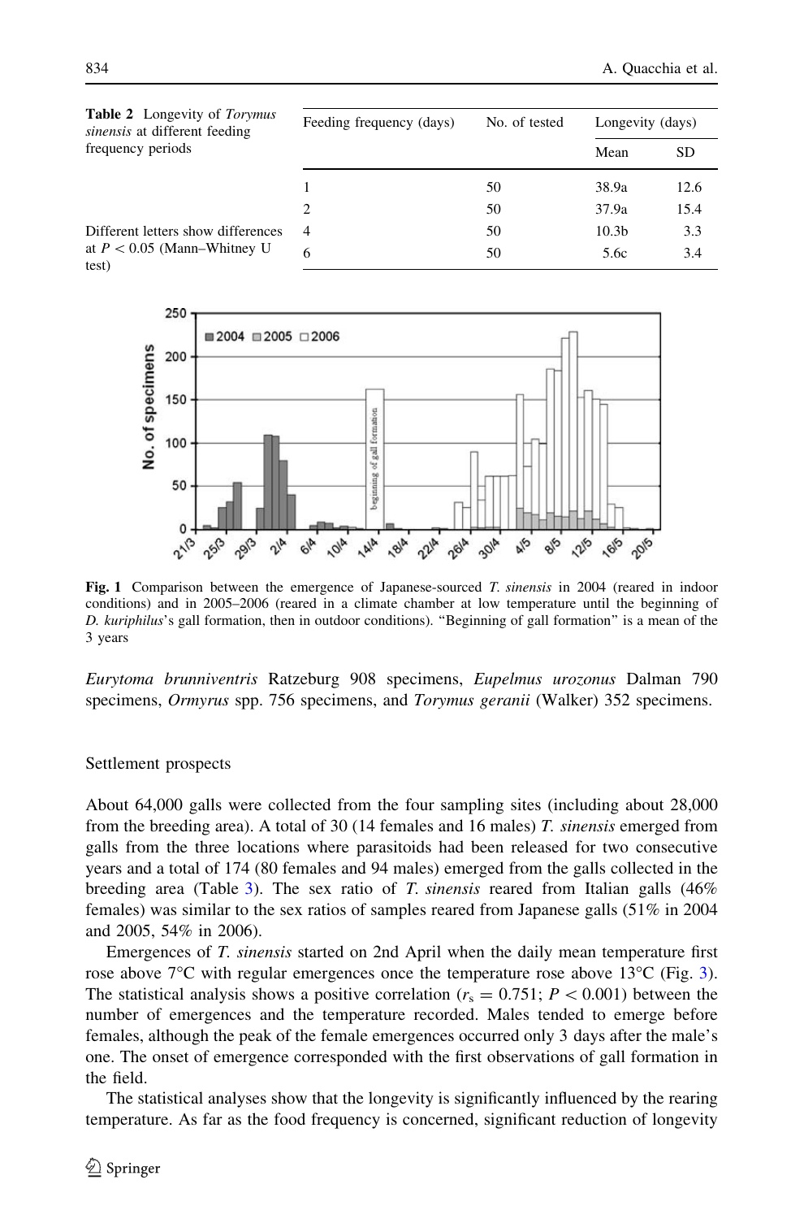**Table 2** Longevity of *Torymus sinensis* at different feeding frequency periods

| Feeding frequency (days) | No. of tested | Longevity (days) | |
|---|---|---|---|
| | | Mean | SD |
| 1 | 50 | 38.9a | 12.6 |
| 2 | 50 | 37.9a | 15.4 |
| 4 | 50 | 10.3b | 3.3 |
| 6 | 50 | 5.6c | 3.4 |

Different letters show differences at $P < 0.05$ (Mann–Whitney U test)

**Fig. 1** Comparison between the emergence of Japanese-sourced *T. sinensis* in 2004 (reared in indoor conditions) and in 2005–2006 (reared in a climate chamber at low temperature until the beginning of *D. kuriphilus*'s gall formation, then in outdoor conditions). "Beginning of gall formation" is a mean of the 3 years

*Eurytoma brunniventris* Ratzeburg 908 specimens, *Eupelmus urozonus* Dalman 790 specimens, *Ormyrus* spp. 756 specimens, and *Torymus geranii* (Walker) 352 specimens.

### Settlement prospects

About 64,000 galls were collected from the four sampling sites (including about 28,000 from the breeding area). A total of 30 (14 females and 16 males) *T. sinensis* emerged from galls from the three locations where parasitoids had been released for two consecutive years and a total of 174 (80 females and 94 males) emerged from the galls collected in the breeding area (Table 3). The sex ratio of *T. sinensis* reared from Italian galls (46% females) was similar to the sex ratios of samples reared from Japanese galls (51% in 2004 and 2005, 54% in 2006).

Emergences of *T. sinensis* started on 2nd April when the daily mean temperature first rose above 7°C with regular emergences once the temperature rose above 13°C (Fig. 3). The statistical analysis shows a positive correlation ($r_s = 0.751$; $P < 0.001$) between the number of emergences and the temperature recorded. Males tended to emerge before females, although the peak of the female emergences occurred only 3 days after the male's one. The onset of emergence corresponded with the first observations of gall formation in the field.

The statistical analyses show that the longevity is significantly influenced by the rearing temperature. As far as the food frequency is concerned, significant reduction of longevity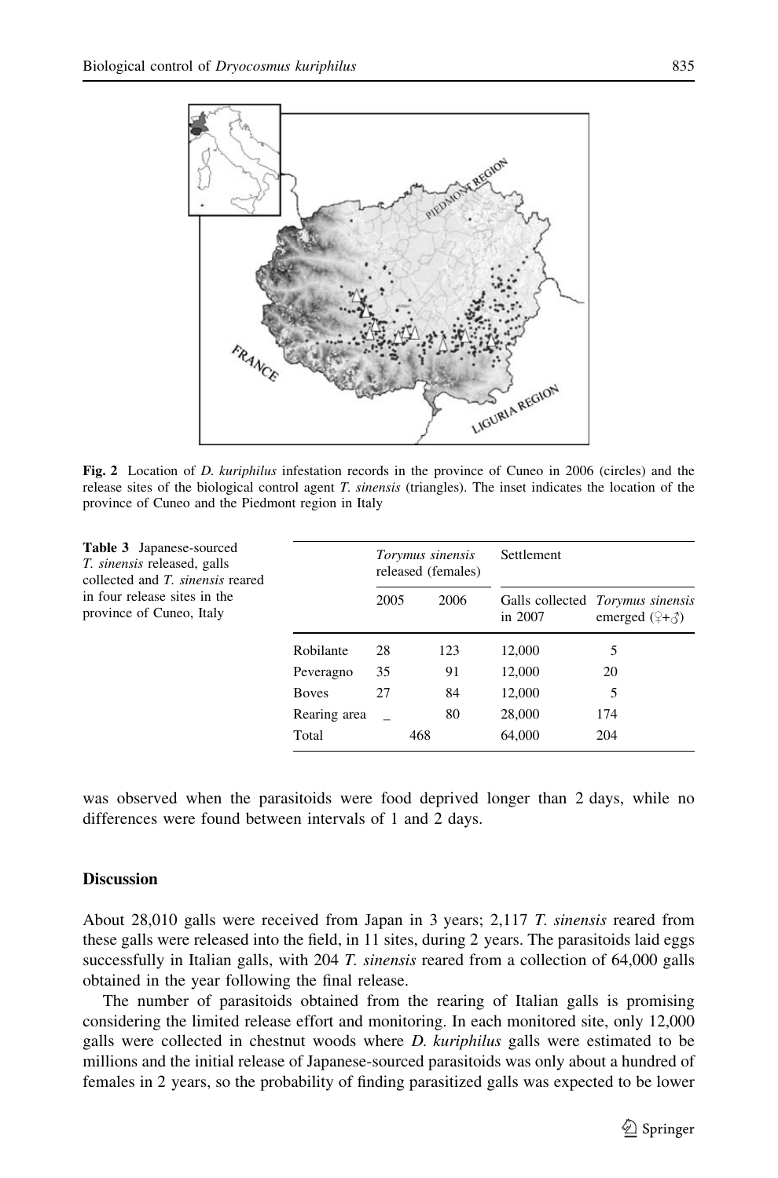Fig. 2 Location of *D. kuriphilus* infestation records in the province of Cuneo in 2006 (circles) and the release sites of the biological control agent *T. sinensis* (triangles). The inset indicates the location of the province of Cuneo and the Piedmont region in Italy

**Table 3** Japanese-sourced *T. sinensis* released, galls collected and *T. sinensis* reared in four release sites in the province of Cuneo, Italy

| | *Torymus sinensis* released (females) | | Settlement | |
|---|---|---|---|---|
| | 2005 | 2006 | Galls collected in 2007 | *Torymus sinensis* emerged (♀+♂) |
| Robilante | 28 | 123 | 12,000 | 5 |
| Peveragno | 35 | 91 | 12,000 | 20 |
| Boves | 27 | 84 | 12,000 | 5 |
| Rearing area | _ | 80 | 28,000 | 174 |
| Total | 468 | | 64,000 | 204 |

was observed when the parasitoids were food deprived longer than 2 days, while no differences were found between intervals of 1 and 2 days.

## Discussion

About 28,010 galls were received from Japan in 3 years; 2,117 *T. sinensis* reared from these galls were released into the field, in 11 sites, during 2 years. The parasitoids laid eggs successfully in Italian galls, with 204 *T. sinensis* reared from a collection of 64,000 galls obtained in the year following the final release.

The number of parasitoids obtained from the rearing of Italian galls is promising considering the limited release effort and monitoring. In each monitored site, only 12,000 galls were collected in chestnut woods where *D. kuriphilus* galls were estimated to be millions and the initial release of Japanese-sourced parasitoids was only about a hundred of females in 2 years, so the probability of finding parasitized galls was expected to be lower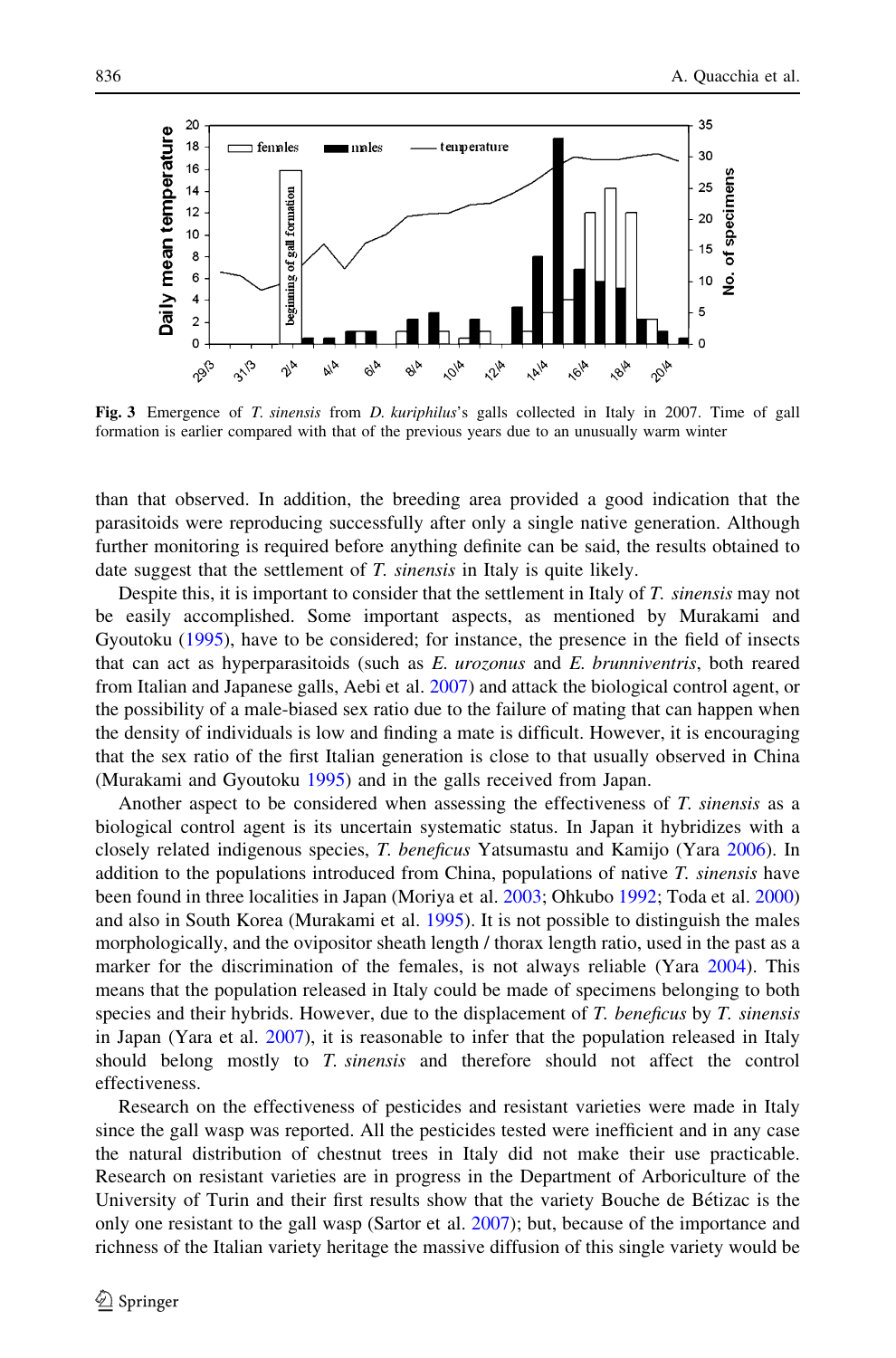**Fig. 3** Emergence of *T. sinensis* from *D. kuriphilus*'s galls collected in Italy in 2007. Time of gall formation is earlier compared with that of the previous years due to an unusually warm winter

than that observed. In addition, the breeding area provided a good indication that the parasitoids were reproducing successfully after only a single native generation. Although further monitoring is required before anything definite can be said, the results obtained to date suggest that the settlement of *T. sinensis* in Italy is quite likely.

Despite this, it is important to consider that the settlement in Italy of *T. sinensis* may not be easily accomplished. Some important aspects, as mentioned by Murakami and Gyoutoku (1995), have to be considered; for instance, the presence in the field of insects that can act as hyperparasitoids (such as *E. urozonus* and *E. brunniventris*, both reared from Italian and Japanese galls, Aebi et al. 2007) and attack the biological control agent, or the possibility of a male-biased sex ratio due to the failure of mating that can happen when the density of individuals is low and finding a mate is difficult. However, it is encouraging that the sex ratio of the first Italian generation is close to that usually observed in China (Murakami and Gyoutoku 1995) and in the galls received from Japan.

Another aspect to be considered when assessing the effectiveness of *T. sinensis* as a biological control agent is its uncertain systematic status. In Japan it hybridizes with a closely related indigenous species, *T. beneficus* Yatsumastu and Kamijo (Yara 2006). In addition to the populations introduced from China, populations of native *T. sinensis* have been found in three localities in Japan (Moriya et al. 2003; Ohkubo 1992; Toda et al. 2000) and also in South Korea (Murakami et al. 1995). It is not possible to distinguish the males morphologically, and the ovipositor sheath length / thorax length ratio, used in the past as a marker for the discrimination of the females, is not always reliable (Yara 2004). This means that the population released in Italy could be made of specimens belonging to both species and their hybrids. However, due to the displacement of *T. beneficus* by *T. sinensis* in Japan (Yara et al. 2007), it is reasonable to infer that the population released in Italy should belong mostly to *T. sinensis* and therefore should not affect the control effectiveness.

Research on the effectiveness of pesticides and resistant varieties were made in Italy since the gall wasp was reported. All the pesticides tested were inefficient and in any case the natural distribution of chestnut trees in Italy did not make their use practicable. Research on resistant varieties are in progress in the Department of Arboriculture of the University of Turin and their first results show that the variety Bouche de Bétizac is the only one resistant to the gall wasp (Sartor et al. 2007); but, because of the importance and richness of the Italian variety heritage the massive diffusion of this single variety would be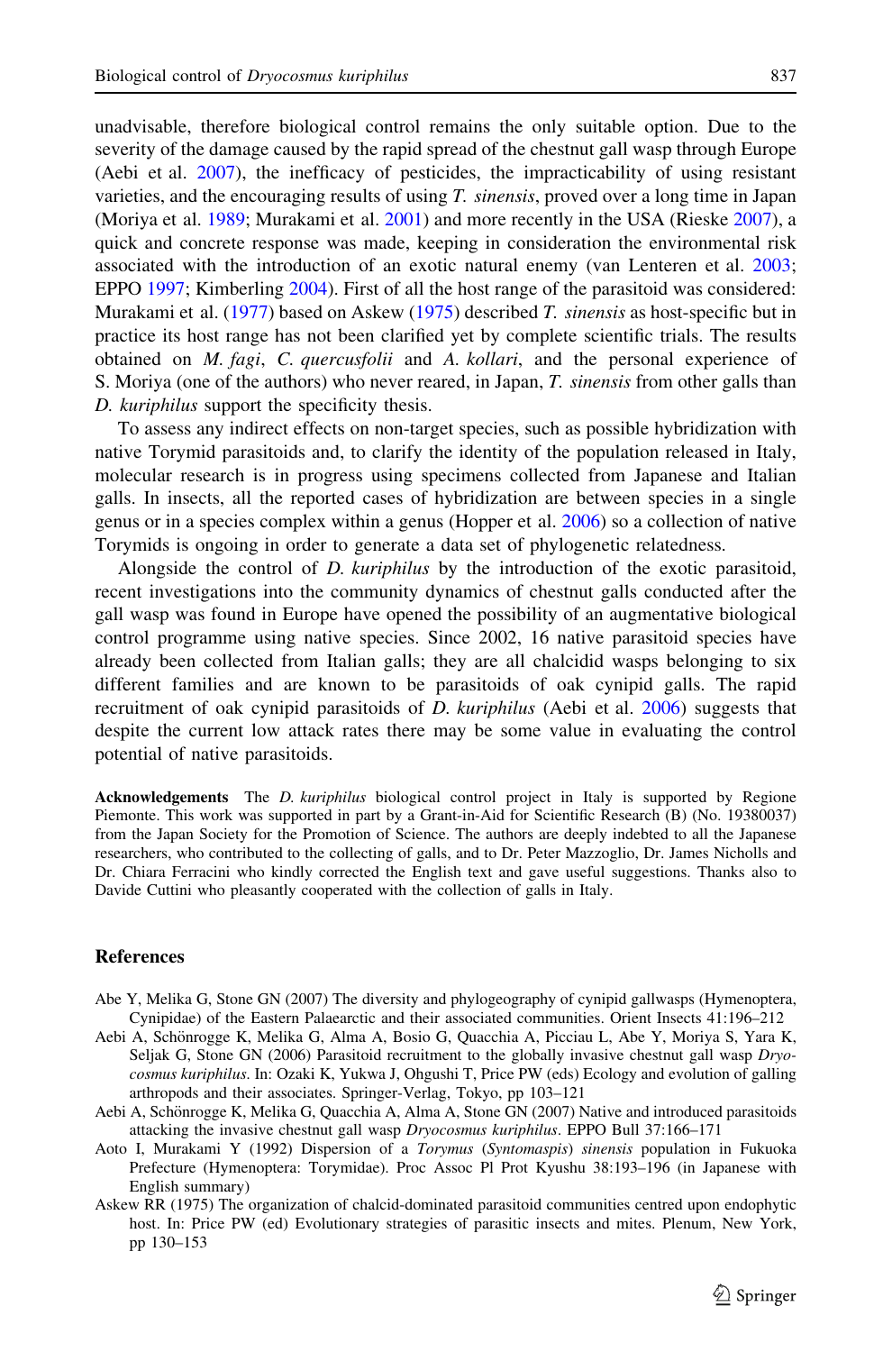unadvisable, therefore biological control remains the only suitable option. Due to the severity of the damage caused by the rapid spread of the chestnut gall wasp through Europe (Aebi et al. 2007), the inefficacy of pesticides, the impracticability of using resistant varieties, and the encouraging results of using *T. sinensis*, proved over a long time in Japan (Moriya et al. 1989; Murakami et al. 2001) and more recently in the USA (Rieske 2007), a quick and concrete response was made, keeping in consideration the environmental risk associated with the introduction of an exotic natural enemy (van Lenteren et al. 2003; EPPO 1997; Kimberling 2004). First of all the host range of the parasitoid was considered: Murakami et al. (1977) based on Askew (1975) described *T. sinensis* as host-specific but in practice its host range has not been clarified yet by complete scientific trials. The results obtained on *M. fagi*, *C. quercusfolii* and *A. kollari*, and the personal experience of S. Moriya (one of the authors) who never reared, in Japan, *T. sinensis* from other galls than *D. kuriphilus* support the specificity thesis.

To assess any indirect effects on non-target species, such as possible hybridization with native Torymid parasitoids and, to clarify the identity of the population released in Italy, molecular research is in progress using specimens collected from Japanese and Italian galls. In insects, all the reported cases of hybridization are between species in a single genus or in a species complex within a genus (Hopper et al. 2006) so a collection of native Torymids is ongoing in order to generate a data set of phylogenetic relatedness.

Alongside the control of *D. kuriphilus* by the introduction of the exotic parasitoid, recent investigations into the community dynamics of chestnut galls conducted after the gall wasp was found in Europe have opened the possibility of an augmentative biological control programme using native species. Since 2002, 16 native parasitoid species have already been collected from Italian galls; they are all chalcidid wasps belonging to six different families and are known to be parasitoids of oak cynipid galls. The rapid recruitment of oak cynipid parasitoids of *D. kuriphilus* (Aebi et al. 2006) suggests that despite the current low attack rates there may be some value in evaluating the control potential of native parasitoids.

**Acknowledgements** The *D. kuriphilus* biological control project in Italy is supported by Regione Piemonte. This work was supported in part by a Grant-in-Aid for Scientific Research (B) (No. 19380037) from the Japan Society for the Promotion of Science. The authors are deeply indebted to all the Japanese researchers, who contributed to the collecting of galls, and to Dr. Peter Mazzoglio, Dr. James Nicholls and Dr. Chiara Ferracini who kindly corrected the English text and gave useful suggestions. Thanks also to Davide Cuttini who pleasantly cooperated with the collection of galls in Italy.

## References

Abe Y, Melika G, Stone GN (2007) The diversity and phylogeography of cynipid gallwasps (Hymenoptera, Cynipidae) of the Eastern Palaearctic and their associated communities. Orient Insects 41:196–212

Aebi A, Schönrogge K, Melika G, Alma A, Bosio G, Quacchia A, Picciau L, Abe Y, Moriya S, Yara K, Seljak G, Stone GN (2006) Parasitoid recruitment to the globally invasive chestnut gall wasp *Dryocosmus kuriphilus*. In: Ozaki K, Yukwa J, Ohgushi T, Price PW (eds) Ecology and evolution of galling arthropods and their associates. Springer-Verlag, Tokyo, pp 103–121

Aebi A, Schönrogge K, Melika G, Quacchia A, Alma A, Stone GN (2007) Native and introduced parasitoids attacking the invasive chestnut gall wasp *Dryocosmus kuriphilus*. EPPO Bull 37:166–171

Aoto I, Murakami Y (1992) Dispersion of a *Torymus* (*Syntomaspis*) *sinensis* population in Fukuoka Prefecture (Hymenoptera: Torymidae). Proc Assoc Pl Prot Kyushu 38:193–196 (in Japanese with English summary)

Askew RR (1975) The organization of chalcid-dominated parasitoid communities centred upon endophytic host. In: Price PW (ed) Evolutionary strategies of parasitic insects and mites. Plenum, New York, pp 130–153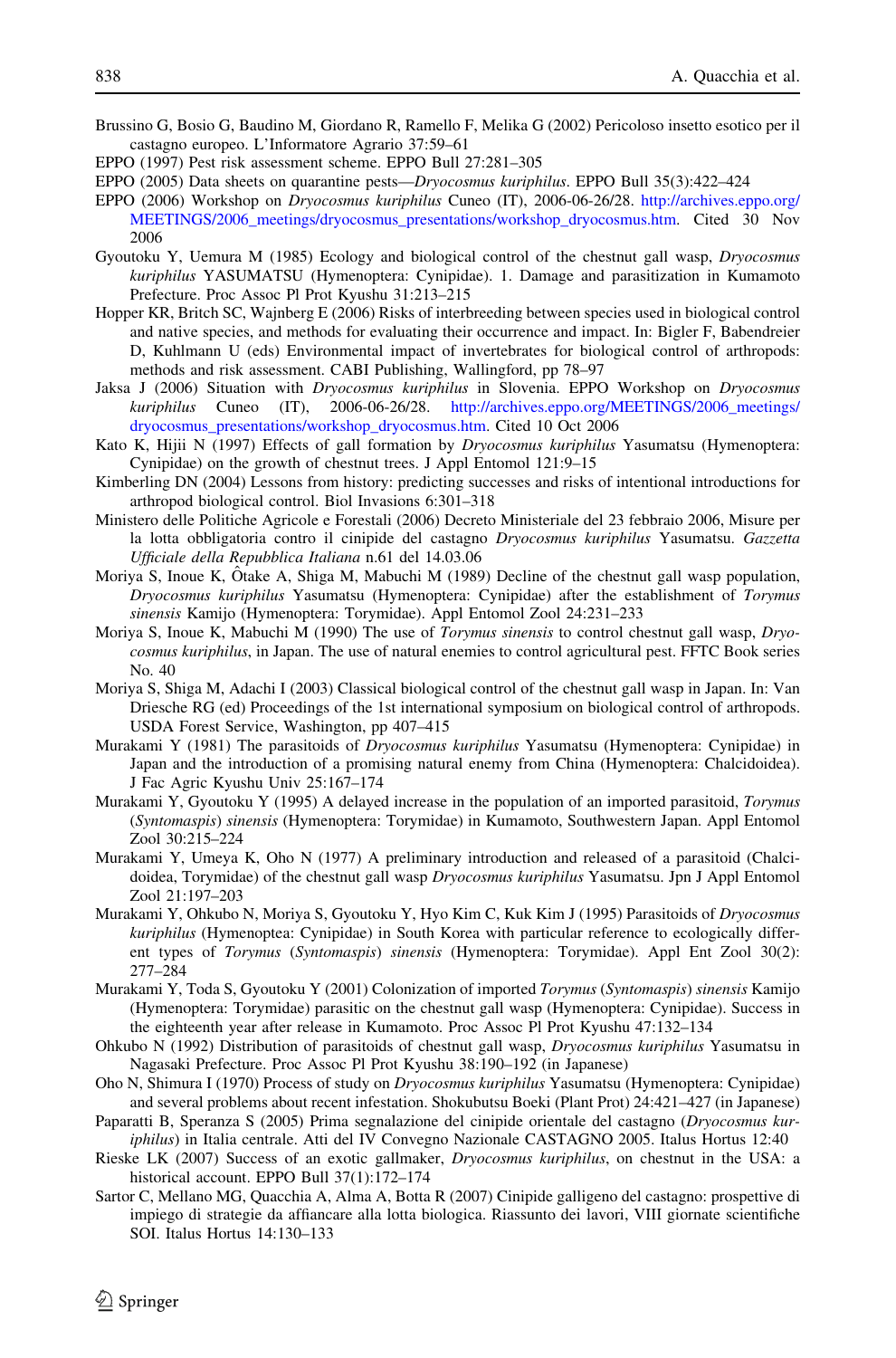Brussino G, Bosio G, Baudino M, Giordano R, Ramello F, Melika G (2002) Pericoloso insetto esotico per il castagno europeo. L'Informatore Agrario 37:59–61

EPPO (1997) Pest risk assessment scheme. EPPO Bull 27:281–305

EPPO (2005) Data sheets on quarantine pests—*Dryocosmus kuriphilus*. EPPO Bull 35(3):422–424

EPPO (2006) Workshop on *Dryocosmus kuriphilus* Cuneo (IT), 2006-06-26/28. http://archives.eppo.org/MEETINGS/2006_meetings/dryocosmus_presentations/workshop_dryocosmus.htm. Cited 30 Nov 2006

Gyoutoku Y, Uemura M (1985) Ecology and biological control of the chestnut gall wasp, *Dryocosmus kuriphilus* YASUMATSU (Hymenoptera: Cynipidae). 1. Damage and parasitization in Kumamoto Prefecture. Proc Assoc Pl Prot Kyushu 31:213–215

Hopper KR, Britch SC, Wajnberg E (2006) Risks of interbreeding between species used in biological control and native species, and methods for evaluating their occurrence and impact. In: Bigler F, Babendreier D, Kuhlmann U (eds) Environmental impact of invertebrates for biological control of arthropods: methods and risk assessment. CABI Publishing, Wallingford, pp 78–97

Jaksa J (2006) Situation with *Dryocosmus kuriphilus* in Slovenia. EPPO Workshop on *Dryocosmus kuriphilus* Cuneo (IT), 2006-06-26/28. http://archives.eppo.org/MEETINGS/2006_meetings/dryocosmus_presentations/workshop_dryocosmus.htm. Cited 10 Oct 2006

Kato K, Hijii N (1997) Effects of gall formation by *Dryocosmus kuriphilus* Yasumatsu (Hymenoptera: Cynipidae) on the growth of chestnut trees. J Appl Entomol 121:9–15

Kimberling DN (2004) Lessons from history: predicting successes and risks of intentional introductions for arthropod biological control. Biol Invasions 6:301–318

Ministero delle Politiche Agricole e Forestali (2006) Decreto Ministeriale del 23 febbraio 2006, Misure per la lotta obbligatoria contro il cinipide del castagno *Dryocosmus kuriphilus* Yasumatsu. *Gazzetta Ufficiale della Repubblica Italiana* n.61 del 14.03.06

Moriya S, Inoue K, Ôtake A, Shiga M, Mabuchi M (1989) Decline of the chestnut gall wasp population, *Dryocosmus kuriphilus* Yasumatsu (Hymenoptera: Cynipidae) after the establishment of *Torymus sinensis* Kamijo (Hymenoptera: Torymidae). Appl Entomol Zool 24:231–233

Moriya S, Inoue K, Mabuchi M (1990) The use of *Torymus sinensis* to control chestnut gall wasp, *Dryocosmus kuriphilus*, in Japan. The use of natural enemies to control agricultural pest. FFTC Book series No. 40

Moriya S, Shiga M, Adachi I (2003) Classical biological control of the chestnut gall wasp in Japan. In: Van Driesche RG (ed) Proceedings of the 1st international symposium on biological control of arthropods. USDA Forest Service, Washington, pp 407–415

Murakami Y (1981) The parasitoids of *Dryocosmus kuriphilus* Yasumatsu (Hymenoptera: Cynipidae) in Japan and the introduction of a promising natural enemy from China (Hymenoptera: Chalcidoidea). J Fac Agric Kyushu Univ 25:167–174

Murakami Y, Gyoutoku Y (1995) A delayed increase in the population of an imported parasitoid, *Torymus* (*Syntomaspis*) *sinensis* (Hymenoptera: Torymidae) in Kumamoto, Southwestern Japan. Appl Entomol Zool 30:215–224

Murakami Y, Umeya K, Oho N (1977) A preliminary introduction and released of a parasitoid (Chalcidoidea, Torymidae) of the chestnut gall wasp *Dryocosmus kuriphilus* Yasumatsu. Jpn J Appl Entomol Zool 21:197–203

Murakami Y, Ohkubo N, Moriya S, Gyoutoku Y, Hyo Kim C, Kuk Kim J (1995) Parasitoids of *Dryocosmus kuriphilus* (Hymenoptea: Cynipidae) in South Korea with particular reference to ecologically different types of *Torymus* (*Syntomaspis*) *sinensis* (Hymenoptera: Torymidae). Appl Ent Zool 30(2): 277–284

Murakami Y, Toda S, Gyoutoku Y (2001) Colonization of imported *Torymus* (*Syntomaspis*) *sinensis* Kamijo (Hymenoptera: Torymidae) parasitic on the chestnut gall wasp (Hymenoptera: Cynipidae). Success in the eighteenth year after release in Kumamoto. Proc Assoc Pl Prot Kyushu 47:132–134

Ohkubo N (1992) Distribution of parasitoids of chestnut gall wasp, *Dryocosmus kuriphilus* Yasumatsu in Nagasaki Prefecture. Proc Assoc Pl Prot Kyushu 38:190–192 (in Japanese)

Oho N, Shimura I (1970) Process of study on *Dryocosmus kuriphilus* Yasumatsu (Hymenoptera: Cynipidae) and several problems about recent infestation. Shokubutsu Boeki (Plant Prot) 24:421–427 (in Japanese)

Paparatti B, Speranza S (2005) Prima segnalazione dei parassitoidi del cinipide orientale del castagno (*Dryocosmus kuriphilus*) in Italia centrale. Atti del IV Convegno Nazionale CASTAGNO 2005. Italus Hortus 12:40

Rieske LK (2007) Success of an exotic gallmaker, *Dryocosmus kuriphilus*, on chestnut in the USA: a historical account. EPPO Bull 37(1):172–174

Sartor C, Mellano MG, Quacchia A, Alma A, Botta R (2007) Cinipide galligeno del castagno: prospettive di impiego di strategie da affiancare alla lotta biologica. Riassunto dei lavori, VIII giornate scientifiche SOI. Italus Hortus 14:130–133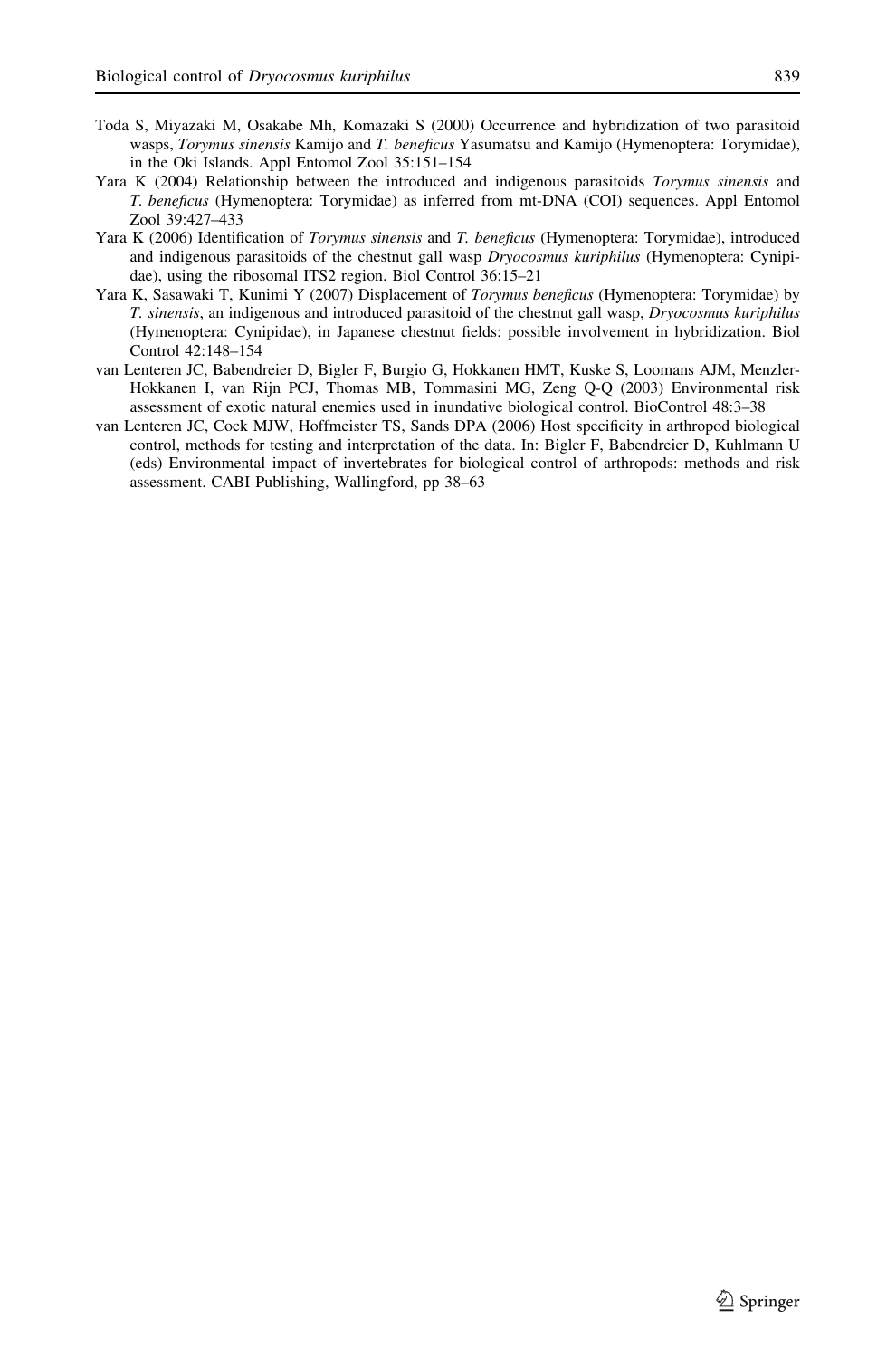Toda S, Miyazaki M, Osakabe Mh, Komazaki S (2000) Occurrence and hybridization of two parasitoid wasps, *Torymus sinensis* Kamijo and *T. beneficus* Yasumatsu and Kamijo (Hymenoptera: Torymidae), in the Oki Islands. Appl Entomol Zool 35:151–154

Yara K (2004) Relationship between the introduced and indigenous parasitoids *Torymus sinensis* and *T. beneficus* (Hymenoptera: Torymidae) as inferred from mt-DNA (COI) sequences. Appl Entomol Zool 39:427–433

Yara K (2006) Identification of *Torymus sinensis* and *T. beneficus* (Hymenoptera: Torymidae), introduced and indigenous parasitoids of the chestnut gall wasp *Dryocosmus kuriphilus* (Hymenoptera: Cynipidae), using the ribosomal ITS2 region. Biol Control 36:15–21

Yara K, Sasawaki T, Kunimi Y (2007) Displacement of *Torymus beneficus* (Hymenoptera: Torymidae) by *T. sinensis*, an indigenous and introduced parasitoid of the chestnut gall wasp, *Dryocosmus kuriphilus* (Hymenoptera: Cynipidae), in Japanese chestnut fields: possible involvement in hybridization. Biol Control 42:148–154

van Lenteren JC, Babendreier D, Bigler F, Burgio G, Hokkanen HMT, Kuske S, Loomans AJM, Menzler-Hokkanen I, van Rijn PCJ, Thomas MB, Tommasini MG, Zeng Q-Q (2003) Environmental risk assessment of exotic natural enemies used in inundative biological control. BioControl 48:3–38

van Lenteren JC, Cock MJW, Hoffmeister TS, Sands DPA (2006) Host specificity in arthropod biological control, methods for testing and interpretation of the data. In: Bigler F, Babendreier D, Kuhlmann U (eds) Environmental impact of invertebrates for biological control of arthropods: methods and risk assessment. CABI Publishing, Wallingford, pp 38–63